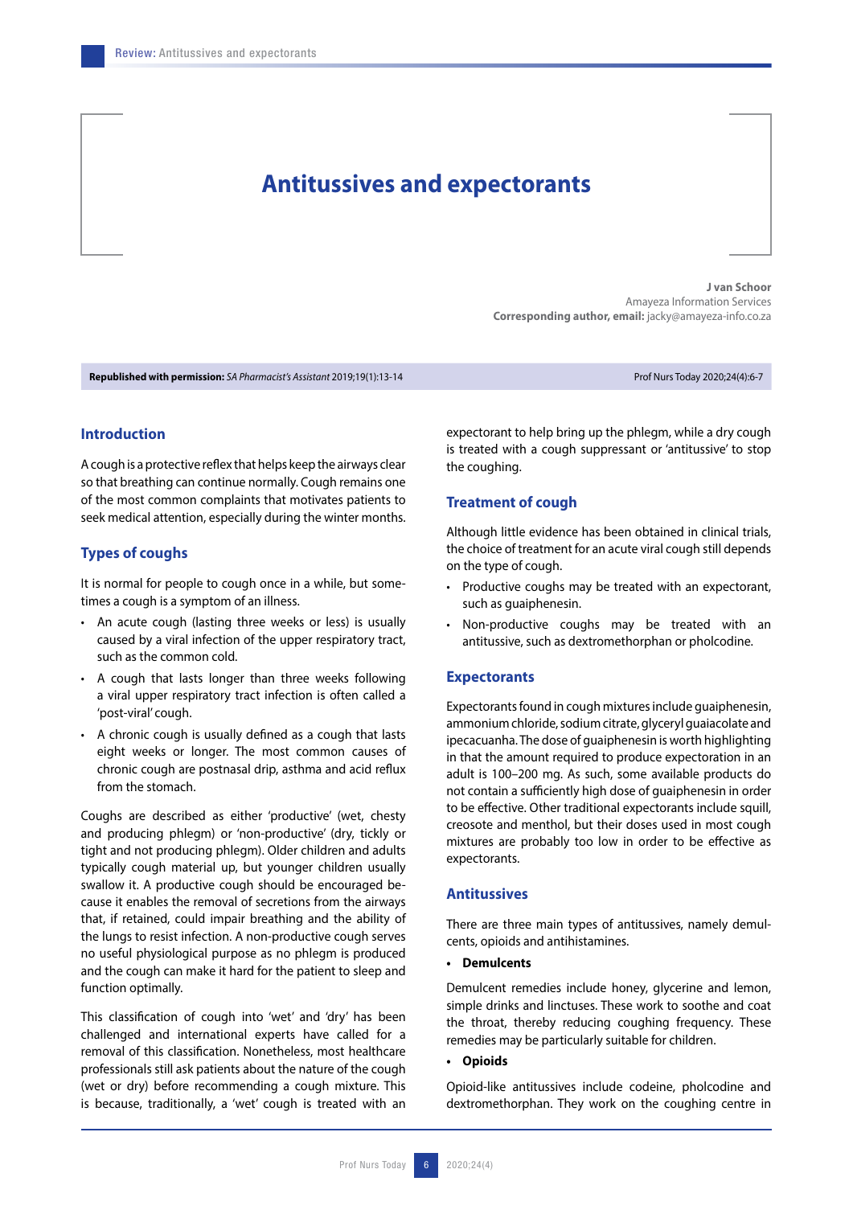# Antitussives and expectorants

**J van Schoor**
Amayeza Information Services
**Corresponding author, email:** jacky@amayeza-info.co.za

**Republished with permission:** *SA Pharmacist's Assistant* 2019;19(1):13-14

## Introduction

A cough is a protective reflex that helps keep the airways clear so that breathing can continue normally. Cough remains one of the most common complaints that motivates patients to seek medical attention, especially during the winter months.

## Types of coughs

It is normal for people to cough once in a while, but sometimes a cough is a symptom of an illness.

- An acute cough (lasting three weeks or less) is usually caused by a viral infection of the upper respiratory tract, such as the common cold.
- A cough that lasts longer than three weeks following a viral upper respiratory tract infection is often called a 'post-viral' cough.
- A chronic cough is usually defined as a cough that lasts eight weeks or longer. The most common causes of chronic cough are postnasal drip, asthma and acid reflux from the stomach.

Coughs are described as either 'productive' (wet, chesty and producing phlegm) or 'non-productive' (dry, tickly or tight and not producing phlegm). Older children and adults typically cough material up, but younger children usually swallow it. A productive cough should be encouraged because it enables the removal of secretions from the airways that, if retained, could impair breathing and the ability of the lungs to resist infection. A non-productive cough serves no useful physiological purpose as no phlegm is produced and the cough can make it hard for the patient to sleep and function optimally.

This classification of cough into 'wet' and 'dry' has been challenged and international experts have called for a removal of this classification. Nonetheless, most healthcare professionals still ask patients about the nature of the cough (wet or dry) before recommending a cough mixture. This is because, traditionally, a 'wet' cough is treated with an expectorant to help bring up the phlegm, while a dry cough is treated with a cough suppressant or 'antitussive' to stop the coughing.

## Treatment of cough

Although little evidence has been obtained in clinical trials, the choice of treatment for an acute viral cough still depends on the type of cough.

- Productive coughs may be treated with an expectorant, such as guaiphenesin.
- Non-productive coughs may be treated with an antitussive, such as dextromethorphan or pholcodine.

## Expectorants

Expectorants found in cough mixtures include guaiphenesin, ammonium chloride, sodium citrate, glyceryl guaiacolate and ipecacuanha. The dose of guaiphenesin is worth highlighting in that the amount required to produce expectoration in an adult is 100–200 mg. As such, some available products do not contain a sufficiently high dose of guaiphenesin in order to be effective. Other traditional expectorants include squill, creosote and menthol, but their doses used in most cough mixtures are probably too low in order to be effective as expectorants.

## Antitussives

There are three main types of antitussives, namely demulcents, opioids and antihistamines.

- **Demulcents**

Demulcent remedies include honey, glycerine and lemon, simple drinks and linctuses. These work to soothe and coat the throat, thereby reducing coughing frequency. These remedies may be particularly suitable for children.

- **Opioids**

Opioid-like antitussives include codeine, pholcodine and dextromethorphan. They work on the coughing centre in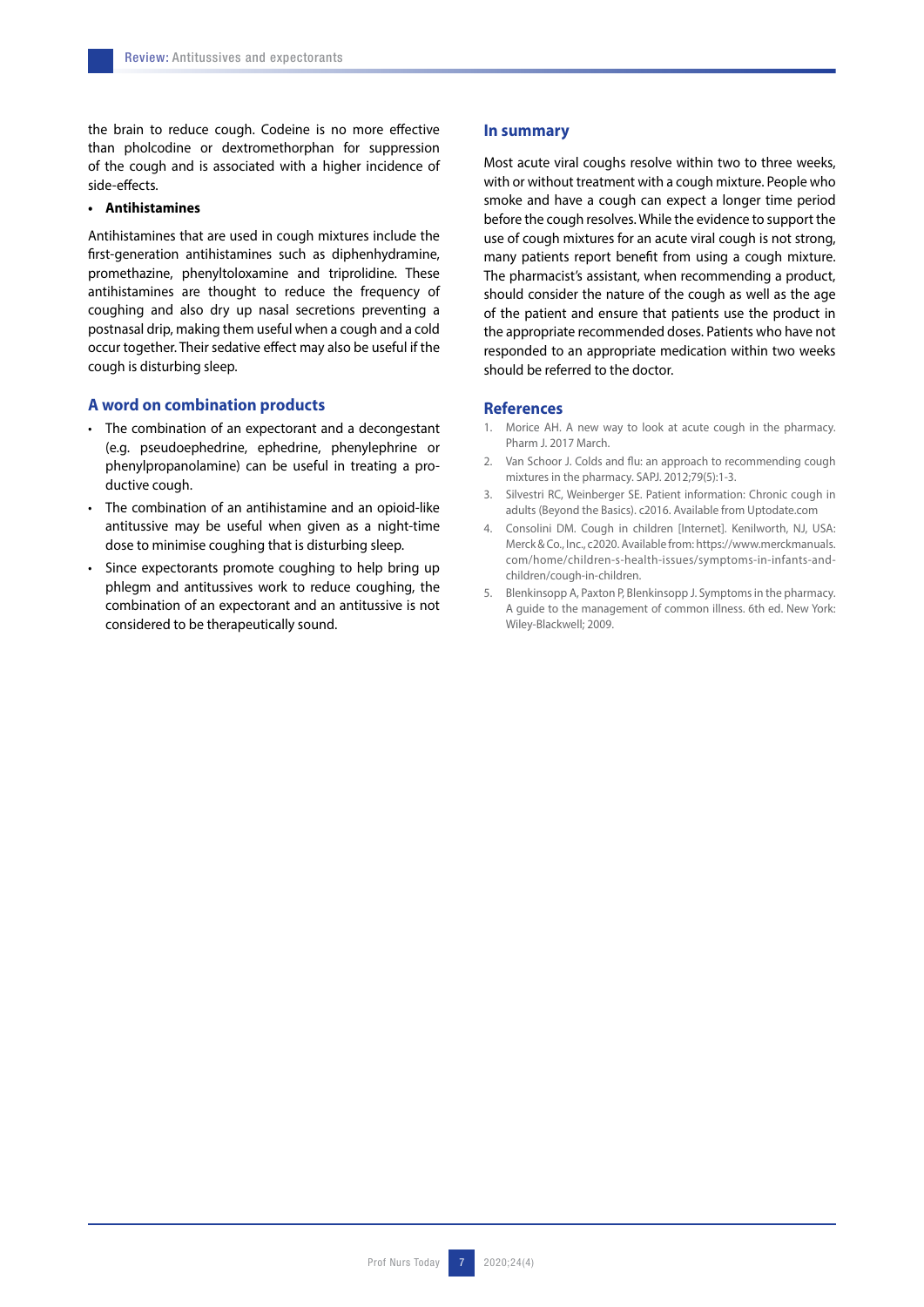the brain to reduce cough. Codeine is no more effective than pholcodine or dextromethorphan for suppression of the cough and is associated with a higher incidence of side-effects.

- **Antihistamines**

Antihistamines that are used in cough mixtures include the first-generation antihistamines such as diphenhydramine, promethazine, phenyltoloxamine and triprolidine. These antihistamines are thought to reduce the frequency of coughing and also dry up nasal secretions preventing a postnasal drip, making them useful when a cough and a cold occur together. Their sedative effect may also be useful if the cough is disturbing sleep.

## A word on combination products

- The combination of an expectorant and a decongestant (e.g. pseudoephedrine, ephedrine, phenylephrine or phenylpropanolamine) can be useful in treating a productive cough.
- The combination of an antihistamine and an opioid-like antitussive may be useful when given as a night-time dose to minimise coughing that is disturbing sleep.
- Since expectorants promote coughing to help bring up phlegm and antitussives work to reduce coughing, the combination of an expectorant and an antitussive is not considered to be therapeutically sound.

## In summary

Most acute viral coughs resolve within two to three weeks, with or without treatment with a cough mixture. People who smoke and have a cough can expect a longer time period before the cough resolves. While the evidence to support the use of cough mixtures for an acute viral cough is not strong, many patients report benefit from using a cough mixture. The pharmacist's assistant, when recommending a product, should consider the nature of the cough as well as the age of the patient and ensure that patients use the product in the appropriate recommended doses. Patients who have not responded to an appropriate medication within two weeks should be referred to the doctor.

## References

1. Morice AH. A new way to look at acute cough in the pharmacy. Pharm J. 2017 March.
2. Van Schoor J. Colds and flu: an approach to recommending cough mixtures in the pharmacy. SAPJ. 2012;79(5):1-3.
3. Silvestri RC, Weinberger SE. Patient information: Chronic cough in adults (Beyond the Basics). c2016. Available from Uptodate.com
4. Consolini DM. Cough in children [Internet]. Kenilworth, NJ, USA: Merck & Co., Inc., c2020. Available from: https://www.merckmanuals.com/home/children-s-health-issues/symptoms-in-infants-and-children/cough-in-children.
5. Blenkinsopp A, Paxton P, Blenkinsopp J. Symptoms in the pharmacy. A guide to the management of common illness. 6th ed. New York: Wiley-Blackwell; 2009.